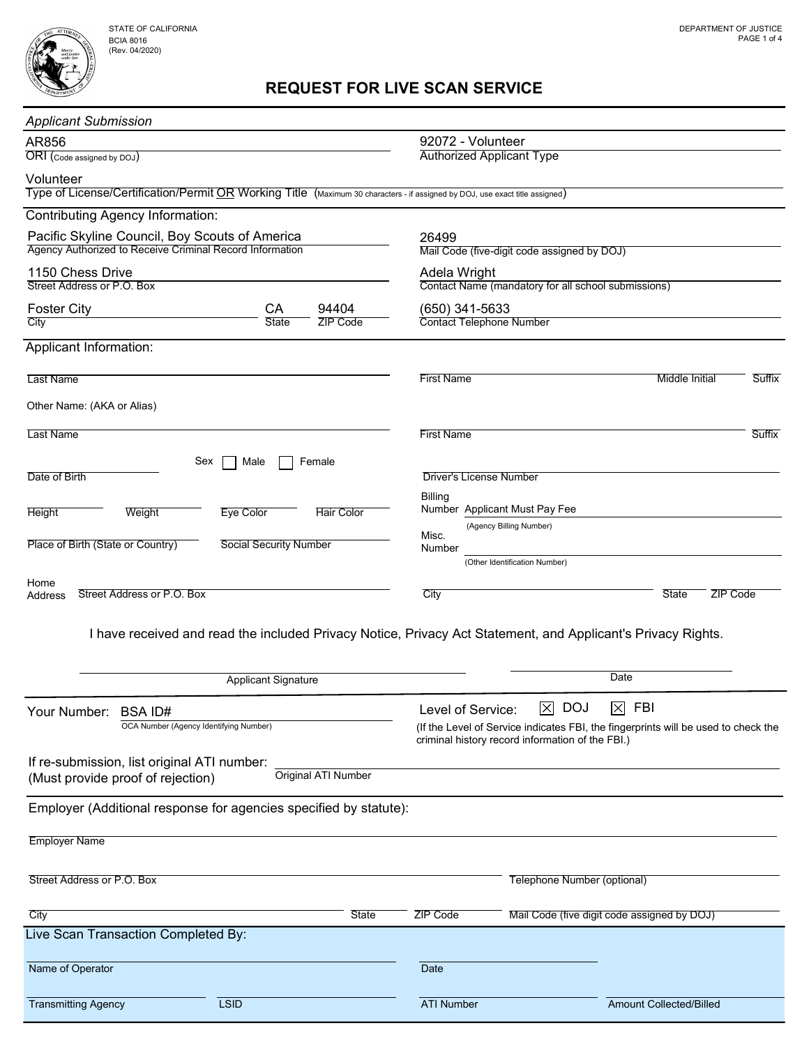STATE OF CALIFORNIA
BCIA 8016
(Rev. 04/2020)

DEPARTMENT OF JUSTICE

# REQUEST FOR LIVE SCAN SERVICE

*Applicant Submission*

AR856
ORI (Code assigned by DOJ)

92072 - Volunteer
Authorized Applicant Type

Volunteer
Type of License/Certification/Permit OR Working Title (Maximum 30 characters - if assigned by DOJ, use exact title assigned)

## Contributing Agency Information:

Pacific Skyline Council, Boy Scouts of America
Agency Authorized to Receive Criminal Record Information

26499
Mail Code (five-digit code assigned by DOJ)

1150 Chess Drive
Street Address or P.O. Box

Adela Wright
Contact Name (mandatory for all school submissions)

Foster City | CA | 94404
City | State | ZIP Code

(650) 341-5633
Contact Telephone Number

## Applicant Information:

Last Name | First Name | Middle Initial | Suffix

Other Name: (AKA or Alias)

Last Name | First Name | Suffix

Date of Birth | Sex ☐ Male ☐ Female | Driver's License Number

Height | Weight | Eye Color | Hair Color

Billing Number: Applicant Must Pay Fee
(Agency Billing Number)

Place of Birth (State or Country) | Social Security Number

Misc. Number
(Other Identification Number)

Home Address: Street Address or P.O. Box | City | State | ZIP Code

I have received and read the included Privacy Notice, Privacy Act Statement, and Applicant's Privacy Rights.

Applicant Signature | Date

Your Number: BSA ID#
OCA Number (Agency Identifying Number)

Level of Service: ☒ DOJ ☒ FBI
(If the Level of Service indicates FBI, the fingerprints will be used to check the criminal history record information of the FBI.)

If re-submission, list original ATI number:
(Must provide proof of rejection)
Original ATI Number

## Employer (Additional response for agencies specified by statute):

Employer Name

Street Address or P.O. Box | Telephone Number (optional)

City | State | ZIP Code | Mail Code (five digit code assigned by DOJ)

## Live Scan Transaction Completed By:

Name of Operator | Date

Transmitting Agency | LSID | ATI Number | Amount Collected/Billed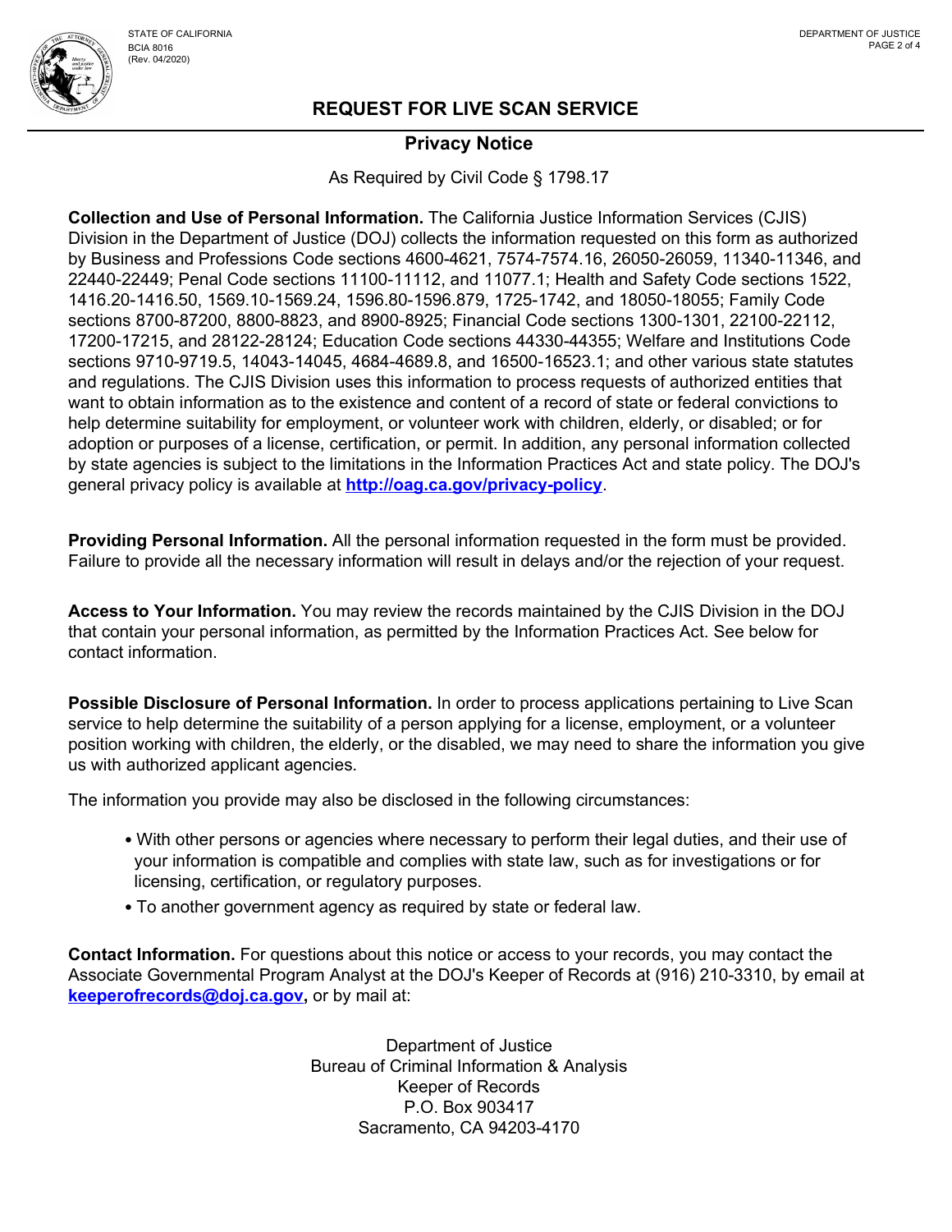## REQUEST FOR LIVE SCAN SERVICE

### Privacy Notice

As Required by Civil Code § 1798.17

**Collection and Use of Personal Information.** The California Justice Information Services (CJIS) Division in the Department of Justice (DOJ) collects the information requested on this form as authorized by Business and Professions Code sections 4600-4621, 7574-7574.16, 26050-26059, 11340-11346, and 22440-22449; Penal Code sections 11100-11112, and 11077.1; Health and Safety Code sections 1522, 1416.20-1416.50, 1569.10-1569.24, 1596.80-1596.879, 1725-1742, and 18050-18055; Family Code sections 8700-87200, 8800-8823, and 8900-8925; Financial Code sections 1300-1301, 22100-22112, 17200-17215, and 28122-28124; Education Code sections 44330-44355; Welfare and Institutions Code sections 9710-9719.5, 14043-14045, 4684-4689.8, and 16500-16523.1; and other various state statutes and regulations. The CJIS Division uses this information to process requests of authorized entities that want to obtain information as to the existence and content of a record of state or federal convictions to help determine suitability for employment, or volunteer work with children, elderly, or disabled; or for adoption or purposes of a license, certification, or permit. In addition, any personal information collected by state agencies is subject to the limitations in the Information Practices Act and state policy. The DOJ's general privacy policy is available at **http://oag.ca.gov/privacy-policy**.

**Providing Personal Information.** All the personal information requested in the form must be provided. Failure to provide all the necessary information will result in delays and/or the rejection of your request.

**Access to Your Information.** You may review the records maintained by the CJIS Division in the DOJ that contain your personal information, as permitted by the Information Practices Act. See below for contact information.

**Possible Disclosure of Personal Information.** In order to process applications pertaining to Live Scan service to help determine the suitability of a person applying for a license, employment, or a volunteer position working with children, the elderly, or the disabled, we may need to share the information you give us with authorized applicant agencies.

The information you provide may also be disclosed in the following circumstances:

- With other persons or agencies where necessary to perform their legal duties, and their use of your information is compatible and complies with state law, such as for investigations or for licensing, certification, or regulatory purposes.
- To another government agency as required by state or federal law.

**Contact Information.** For questions about this notice or access to your records, you may contact the Associate Governmental Program Analyst at the DOJ's Keeper of Records at (916) 210-3310, by email at **keeperofrecords@doj.ca.gov,** or by mail at:

Department of Justice
Bureau of Criminal Information & Analysis
Keeper of Records
P.O. Box 903417
Sacramento, CA 94203-4170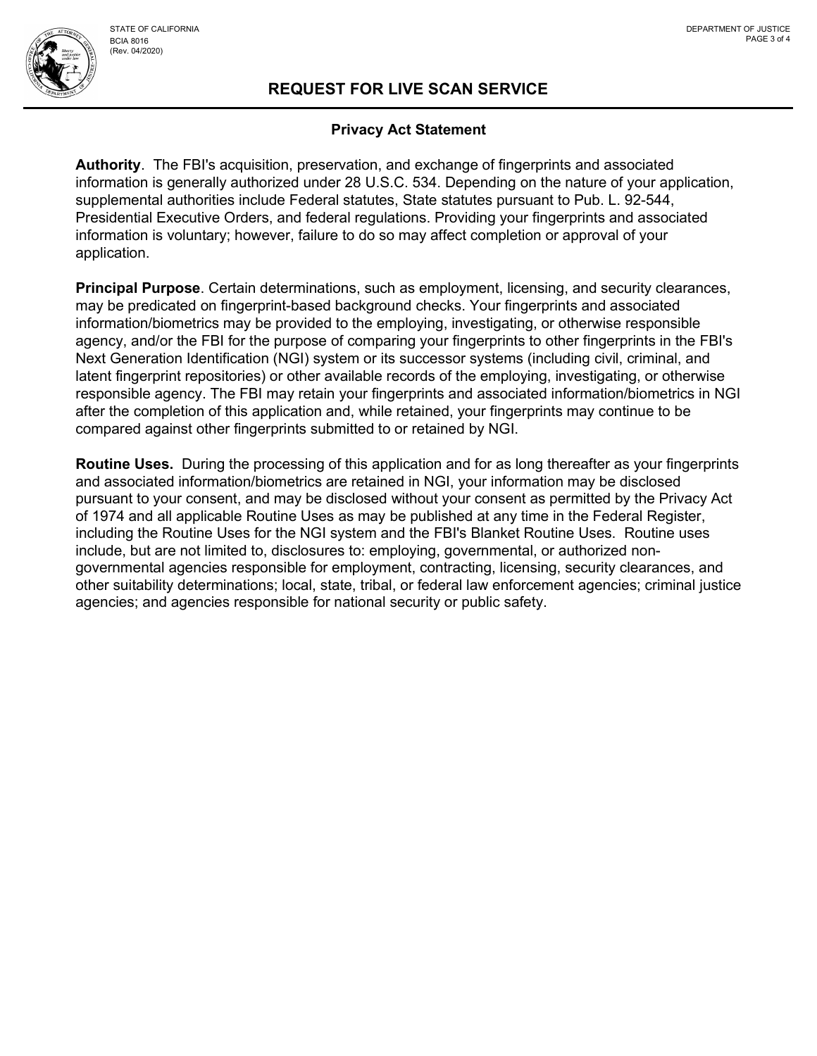# REQUEST FOR LIVE SCAN SERVICE

## Privacy Act Statement

**Authority**. The FBI's acquisition, preservation, and exchange of fingerprints and associated information is generally authorized under 28 U.S.C. 534. Depending on the nature of your application, supplemental authorities include Federal statutes, State statutes pursuant to Pub. L. 92-544, Presidential Executive Orders, and federal regulations. Providing your fingerprints and associated information is voluntary; however, failure to do so may affect completion or approval of your application.

**Principal Purpose**. Certain determinations, such as employment, licensing, and security clearances, may be predicated on fingerprint-based background checks. Your fingerprints and associated information/biometrics may be provided to the employing, investigating, or otherwise responsible agency, and/or the FBI for the purpose of comparing your fingerprints to other fingerprints in the FBI's Next Generation Identification (NGI) system or its successor systems (including civil, criminal, and latent fingerprint repositories) or other available records of the employing, investigating, or otherwise responsible agency. The FBI may retain your fingerprints and associated information/biometrics in NGI after the completion of this application and, while retained, your fingerprints may continue to be compared against other fingerprints submitted to or retained by NGI.

**Routine Uses.** During the processing of this application and for as long thereafter as your fingerprints and associated information/biometrics are retained in NGI, your information may be disclosed pursuant to your consent, and may be disclosed without your consent as permitted by the Privacy Act of 1974 and all applicable Routine Uses as may be published at any time in the Federal Register, including the Routine Uses for the NGI system and the FBI's Blanket Routine Uses. Routine uses include, but are not limited to, disclosures to: employing, governmental, or authorized non-governmental agencies responsible for employment, contracting, licensing, security clearances, and other suitability determinations; local, state, tribal, or federal law enforcement agencies; criminal justice agencies; and agencies responsible for national security or public safety.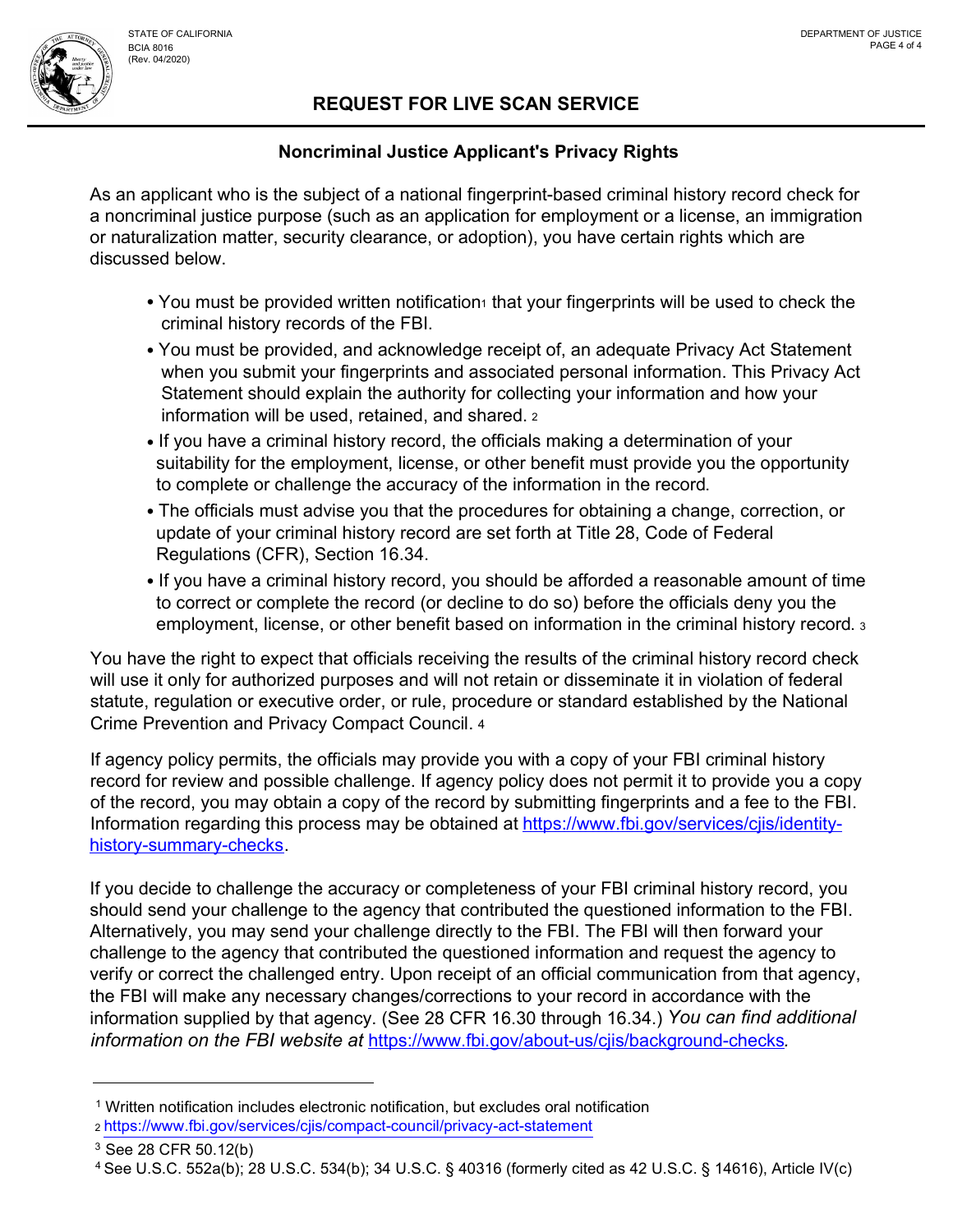STATE OF CALIFORNIA
BCIA 8016
(Rev. 04/2020)

DEPARTMENT OF JUSTICE

# REQUEST FOR LIVE SCAN SERVICE

## Noncriminal Justice Applicant's Privacy Rights

As an applicant who is the subject of a national fingerprint-based criminal history record check for a noncriminal justice purpose (such as an application for employment or a license, an immigration or naturalization matter, security clearance, or adoption), you have certain rights which are discussed below.

- You must be provided written notification[1] that your fingerprints will be used to check the criminal history records of the FBI.
- You must be provided, and acknowledge receipt of, an adequate Privacy Act Statement when you submit your fingerprints and associated personal information. This Privacy Act Statement should explain the authority for collecting your information and how your information will be used, retained, and shared. [2]
- If you have a criminal history record, the officials making a determination of your suitability for the employment, license, or other benefit must provide you the opportunity to complete or challenge the accuracy of the information in the record.
- The officials must advise you that the procedures for obtaining a change, correction, or update of your criminal history record are set forth at Title 28, Code of Federal Regulations (CFR), Section 16.34.
- If you have a criminal history record, you should be afforded a reasonable amount of time to correct or complete the record (or decline to do so) before the officials deny you the employment, license, or other benefit based on information in the criminal history record. [3]

You have the right to expect that officials receiving the results of the criminal history record check will use it only for authorized purposes and will not retain or disseminate it in violation of federal statute, regulation or executive order, or rule, procedure or standard established by the National Crime Prevention and Privacy Compact Council. [4]

If agency policy permits, the officials may provide you with a copy of your FBI criminal history record for review and possible challenge. If agency policy does not permit it to provide you a copy of the record, you may obtain a copy of the record by submitting fingerprints and a fee to the FBI. Information regarding this process may be obtained at https://www.fbi.gov/services/cjis/identity-history-summary-checks.

If you decide to challenge the accuracy or completeness of your FBI criminal history record, you should send your challenge to the agency that contributed the questioned information to the FBI. Alternatively, you may send your challenge directly to the FBI. The FBI will then forward your challenge to the agency that contributed the questioned information and request the agency to verify or correct the challenged entry. Upon receipt of an official communication from that agency, the FBI will make any necessary changes/corrections to your record in accordance with the information supplied by that agency. (See 28 CFR 16.30 through 16.34.) *You can find additional information on the FBI website at* https://www.fbi.gov/about-us/cjis/background-checks*.*

---

[1] Written notification includes electronic notification, but excludes oral notification

[2] https://www.fbi.gov/services/cjis/compact-council/privacy-act-statement

[3] See 28 CFR 50.12(b)

[4] See U.S.C. 552a(b); 28 U.S.C. 534(b); 34 U.S.C. § 40316 (formerly cited as 42 U.S.C. § 14616), Article IV(c)